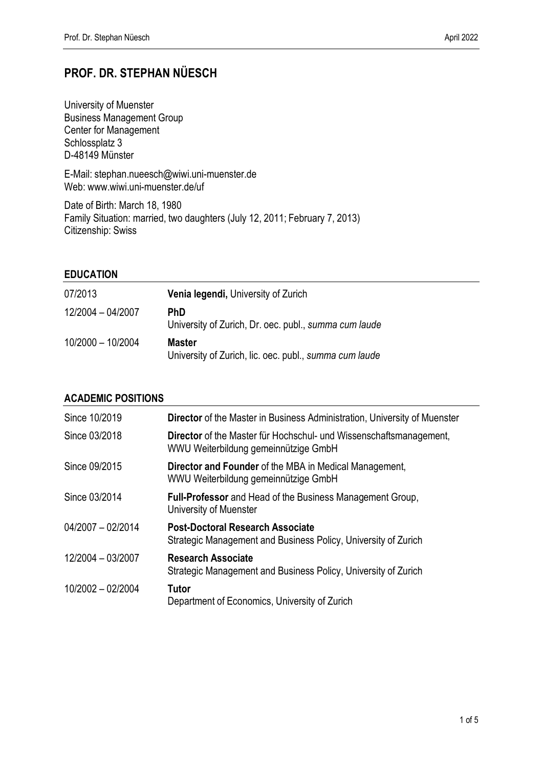# PROF. DR. STEPHAN NÜESCH

University of Muenster
Business Management Group
Center for Management
Schlossplatz 3
D-48149 Münster

E-Mail: stephan.nueesch@wiwi.uni-muenster.de
Web: www.wiwi.uni-muenster.de/uf

Date of Birth: March 18, 1980
Family Situation: married, two daughters (July 12, 2011; February 7, 2013)
Citizenship: Swiss

## EDUCATION

| | |
|---|---|
| 07/2013 | **Venia legendi,** University of Zurich |
| 12/2004 – 04/2007 | **PhD**<br>University of Zurich, Dr. oec. publ., *summa cum laude* |
| 10/2000 – 10/2004 | **Master**<br>University of Zurich, lic. oec. publ., *summa cum laude* |

## ACADEMIC POSITIONS

| | |
|---|---|
| Since 10/2019 | **Director** of the Master in Business Administration, University of Muenster |
| Since 03/2018 | **Director** of the Master für Hochschul- und Wissenschaftsmanagement, WWU Weiterbildung gemeinnützige GmbH |
| Since 09/2015 | **Director and Founder** of the MBA in Medical Management, WWU Weiterbildung gemeinnützige GmbH |
| Since 03/2014 | **Full-Professor** and Head of the Business Management Group, University of Muenster |
| 04/2007 – 02/2014 | **Post-Doctoral Research Associate**<br>Strategic Management and Business Policy, University of Zurich |
| 12/2004 – 03/2007 | **Research Associate**<br>Strategic Management and Business Policy, University of Zurich |
| 10/2002 – 02/2004 | **Tutor**<br>Department of Economics, University of Zurich |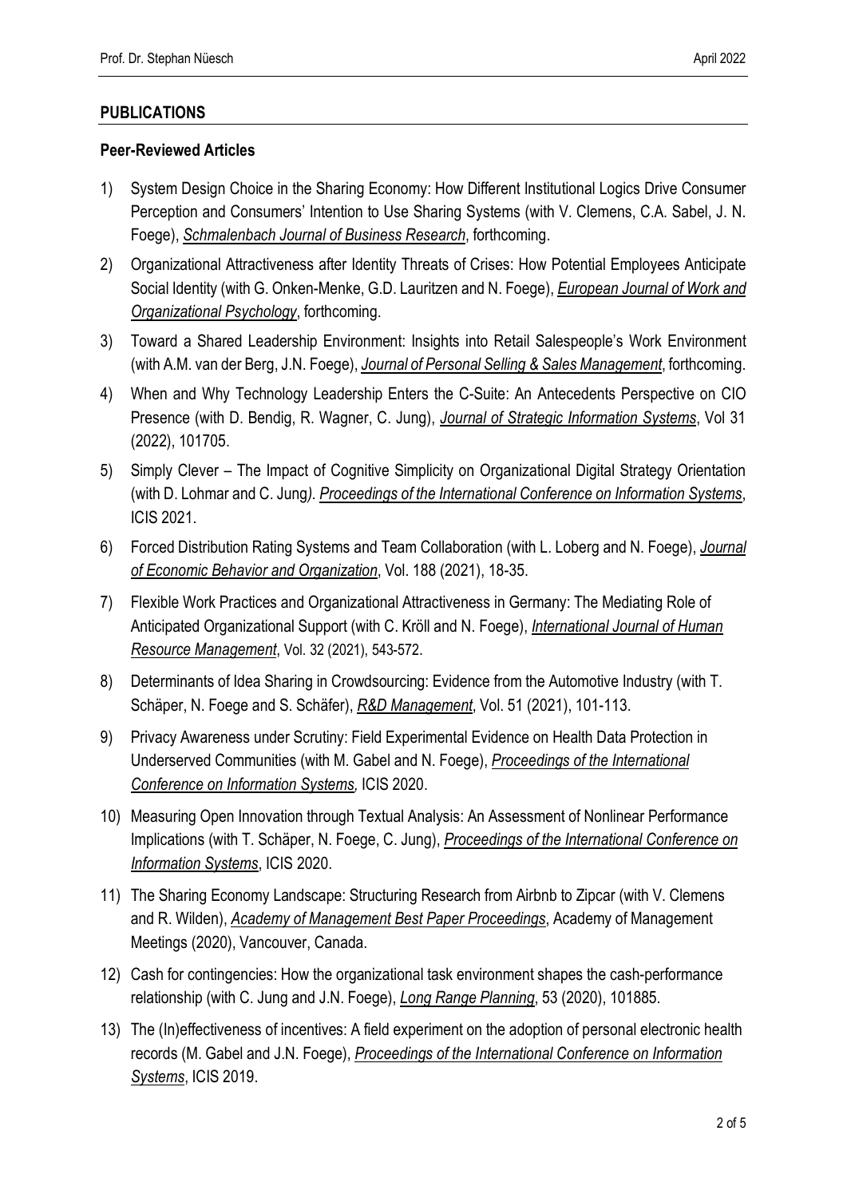## PUBLICATIONS

### Peer-Reviewed Articles

1) System Design Choice in the Sharing Economy: How Different Institutional Logics Drive Consumer Perception and Consumers' Intention to Use Sharing Systems (with V. Clemens, C.A. Sabel, J. N. Foege), ***Schmalenbach Journal of Business Research***, forthcoming.

2) Organizational Attractiveness after Identity Threats of Crises: How Potential Employees Anticipate Social Identity (with G. Onken-Menke, G.D. Lauritzen and N. Foege), ***European Journal of Work and Organizational Psychology***, forthcoming.

3) Toward a Shared Leadership Environment: Insights into Retail Salespeople's Work Environment (with A.M. van der Berg, J.N. Foege), ***Journal of Personal Selling & Sales Management***, forthcoming.

4) When and Why Technology Leadership Enters the C-Suite: An Antecedents Perspective on CIO Presence (with D. Bendig, R. Wagner, C. Jung), ***Journal of Strategic Information Systems***, Vol 31 (2022), 101705.

5) Simply Clever – The Impact of Cognitive Simplicity on Organizational Digital Strategy Orientation (with D. Lohmar and C. Jung). ***Proceedings of the International Conference on Information Systems***, ICIS 2021.

6) Forced Distribution Rating Systems and Team Collaboration (with L. Loberg and N. Foege), ***Journal of Economic Behavior and Organization***, Vol. 188 (2021), 18-35.

7) Flexible Work Practices and Organizational Attractiveness in Germany: The Mediating Role of Anticipated Organizational Support (with C. Kröll and N. Foege), ***International Journal of Human Resource Management***, Vol. 32 (2021), 543-572.

8) Determinants of Idea Sharing in Crowdsourcing: Evidence from the Automotive Industry (with T. Schäper, N. Foege and S. Schäfer), ***R&D Management***, Vol. 51 (2021), 101-113.

9) Privacy Awareness under Scrutiny: Field Experimental Evidence on Health Data Protection in Underserved Communities (with M. Gabel and N. Foege), ***Proceedings of the International Conference on Information Systems,*** ICIS 2020.

10) Measuring Open Innovation through Textual Analysis: An Assessment of Nonlinear Performance Implications (with T. Schäper, N. Foege, C. Jung), ***Proceedings of the International Conference on Information Systems***, ICIS 2020.

11) The Sharing Economy Landscape: Structuring Research from Airbnb to Zipcar (with V. Clemens and R. Wilden), ***Academy of Management Best Paper Proceedings***, Academy of Management Meetings (2020), Vancouver, Canada.

12) Cash for contingencies: How the organizational task environment shapes the cash-performance relationship (with C. Jung and J.N. Foege), ***Long Range Planning***, 53 (2020), 101885.

13) The (In)effectiveness of incentives: A field experiment on the adoption of personal electronic health records (M. Gabel and J.N. Foege), ***Proceedings of the International Conference on Information Systems***, ICIS 2019.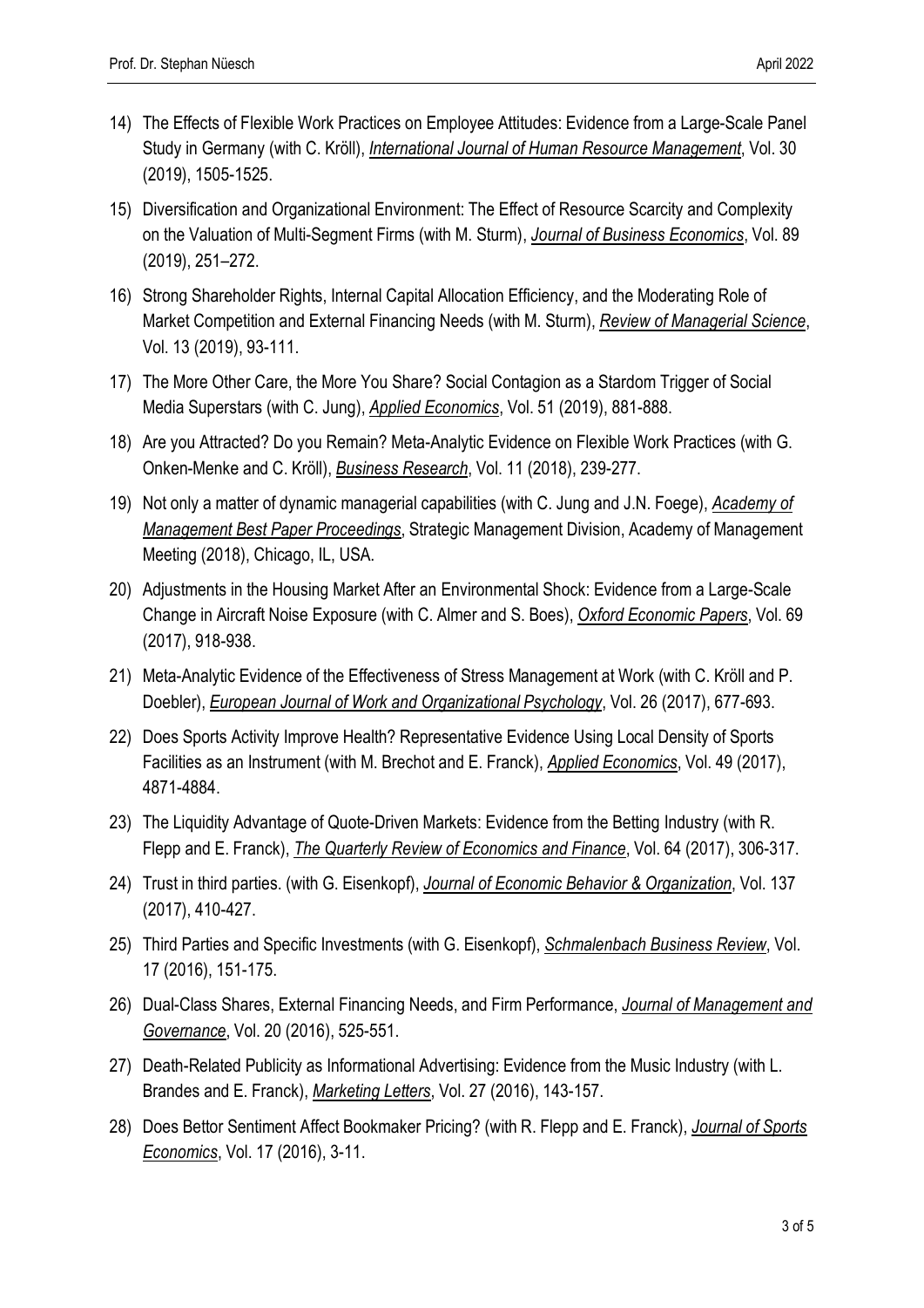14) The Effects of Flexible Work Practices on Employee Attitudes: Evidence from a Large-Scale Panel Study in Germany (with C. Kröll), *International Journal of Human Resource Management*, Vol. 30 (2019), 1505-1525.

15) Diversification and Organizational Environment: The Effect of Resource Scarcity and Complexity on the Valuation of Multi-Segment Firms (with M. Sturm), *Journal of Business Economics*, Vol. 89 (2019), 251–272.

16) Strong Shareholder Rights, Internal Capital Allocation Efficiency, and the Moderating Role of Market Competition and External Financing Needs (with M. Sturm), *Review of Managerial Science*, Vol. 13 (2019), 93-111.

17) The More Other Care, the More You Share? Social Contagion as a Stardom Trigger of Social Media Superstars (with C. Jung), *Applied Economics*, Vol. 51 (2019), 881-888.

18) Are you Attracted? Do you Remain? Meta-Analytic Evidence on Flexible Work Practices (with G. Onken-Menke and C. Kröll), *Business Research*, Vol. 11 (2018), 239-277.

19) Not only a matter of dynamic managerial capabilities (with C. Jung and J.N. Foege), *Academy of Management Best Paper Proceedings*, Strategic Management Division, Academy of Management Meeting (2018), Chicago, IL, USA.

20) Adjustments in the Housing Market After an Environmental Shock: Evidence from a Large-Scale Change in Aircraft Noise Exposure (with C. Almer and S. Boes), *Oxford Economic Papers*, Vol. 69 (2017), 918-938.

21) Meta-Analytic Evidence of the Effectiveness of Stress Management at Work (with C. Kröll and P. Doebler), *European Journal of Work and Organizational Psychology*, Vol. 26 (2017), 677-693.

22) Does Sports Activity Improve Health? Representative Evidence Using Local Density of Sports Facilities as an Instrument (with M. Brechot and E. Franck), *Applied Economics*, Vol. 49 (2017), 4871-4884.

23) The Liquidity Advantage of Quote-Driven Markets: Evidence from the Betting Industry (with R. Flepp and E. Franck), *The Quarterly Review of Economics and Finance*, Vol. 64 (2017), 306-317.

24) Trust in third parties. (with G. Eisenkopf), *Journal of Economic Behavior & Organization*, Vol. 137 (2017), 410-427.

25) Third Parties and Specific Investments (with G. Eisenkopf), *Schmalenbach Business Review*, Vol. 17 (2016), 151-175.

26) Dual-Class Shares, External Financing Needs, and Firm Performance, *Journal of Management and Governance*, Vol. 20 (2016), 525-551.

27) Death-Related Publicity as Informational Advertising: Evidence from the Music Industry (with L. Brandes and E. Franck), *Marketing Letters*, Vol. 27 (2016), 143-157.

28) Does Bettor Sentiment Affect Bookmaker Pricing? (with R. Flepp and E. Franck), *Journal of Sports Economics*, Vol. 17 (2016), 3-11.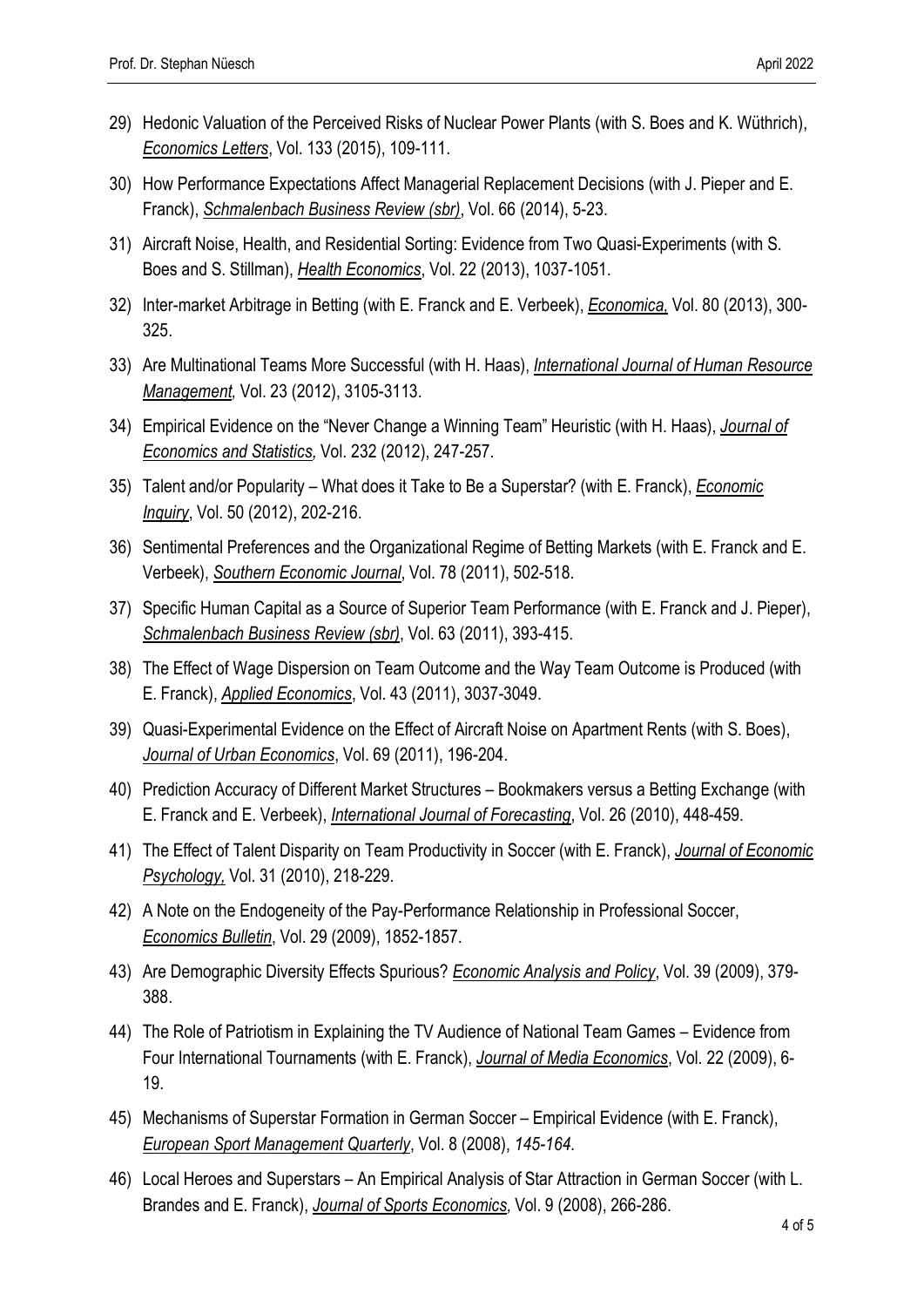29) Hedonic Valuation of the Perceived Risks of Nuclear Power Plants (with S. Boes and K. Wüthrich), ***Economics Letters***, Vol. 133 (2015), 109-111.

30) How Performance Expectations Affect Managerial Replacement Decisions (with J. Pieper and E. Franck), ***Schmalenbach Business Review (sbr)***, Vol. 66 (2014), 5-23.

31) Aircraft Noise, Health, and Residential Sorting: Evidence from Two Quasi-Experiments (with S. Boes and S. Stillman), ***Health Economics***, Vol. 22 (2013), 1037-1051.

32) Inter-market Arbitrage in Betting (with E. Franck and E. Verbeek), ***Economica***, Vol. 80 (2013), 300-325.

33) Are Multinational Teams More Successful (with H. Haas), ***International Journal of Human Resource Management***, Vol. 23 (2012), 3105-3113.

34) Empirical Evidence on the "Never Change a Winning Team" Heuristic (with H. Haas), ***Journal of Economics and Statistics***, Vol. 232 (2012), 247-257.

35) Talent and/or Popularity – What does it Take to Be a Superstar? (with E. Franck), ***Economic Inquiry***, Vol. 50 (2012), 202-216.

36) Sentimental Preferences and the Organizational Regime of Betting Markets (with E. Franck and E. Verbeek), ***Southern Economic Journal***, Vol. 78 (2011), 502-518.

37) Specific Human Capital as a Source of Superior Team Performance (with E. Franck and J. Pieper), ***Schmalenbach Business Review (sbr)***, Vol. 63 (2011), 393-415.

38) The Effect of Wage Dispersion on Team Outcome and the Way Team Outcome is Produced (with E. Franck), ***Applied Economics***, Vol. 43 (2011), 3037-3049.

39) Quasi-Experimental Evidence on the Effect of Aircraft Noise on Apartment Rents (with S. Boes), ***Journal of Urban Economics***, Vol. 69 (2011), 196-204.

40) Prediction Accuracy of Different Market Structures – Bookmakers versus a Betting Exchange (with E. Franck and E. Verbeek), ***International Journal of Forecasting***, Vol. 26 (2010), 448-459.

41) The Effect of Talent Disparity on Team Productivity in Soccer (with E. Franck), ***Journal of Economic Psychology***, Vol. 31 (2010), 218-229.

42) A Note on the Endogeneity of the Pay-Performance Relationship in Professional Soccer, ***Economics Bulletin***, Vol. 29 (2009), 1852-1857.

43) Are Demographic Diversity Effects Spurious? ***Economic Analysis and Policy***, Vol. 39 (2009), 379-388.

44) The Role of Patriotism in Explaining the TV Audience of National Team Games – Evidence from Four International Tournaments (with E. Franck), ***Journal of Media Economics***, Vol. 22 (2009), 6-19.

45) Mechanisms of Superstar Formation in German Soccer – Empirical Evidence (with E. Franck), ***European Sport Management Quarterly***, Vol. 8 (2008), *145-164.*

46) Local Heroes and Superstars – An Empirical Analysis of Star Attraction in German Soccer (with L. Brandes and E. Franck), ***Journal of Sports Economics***, Vol. 9 (2008), 266-286.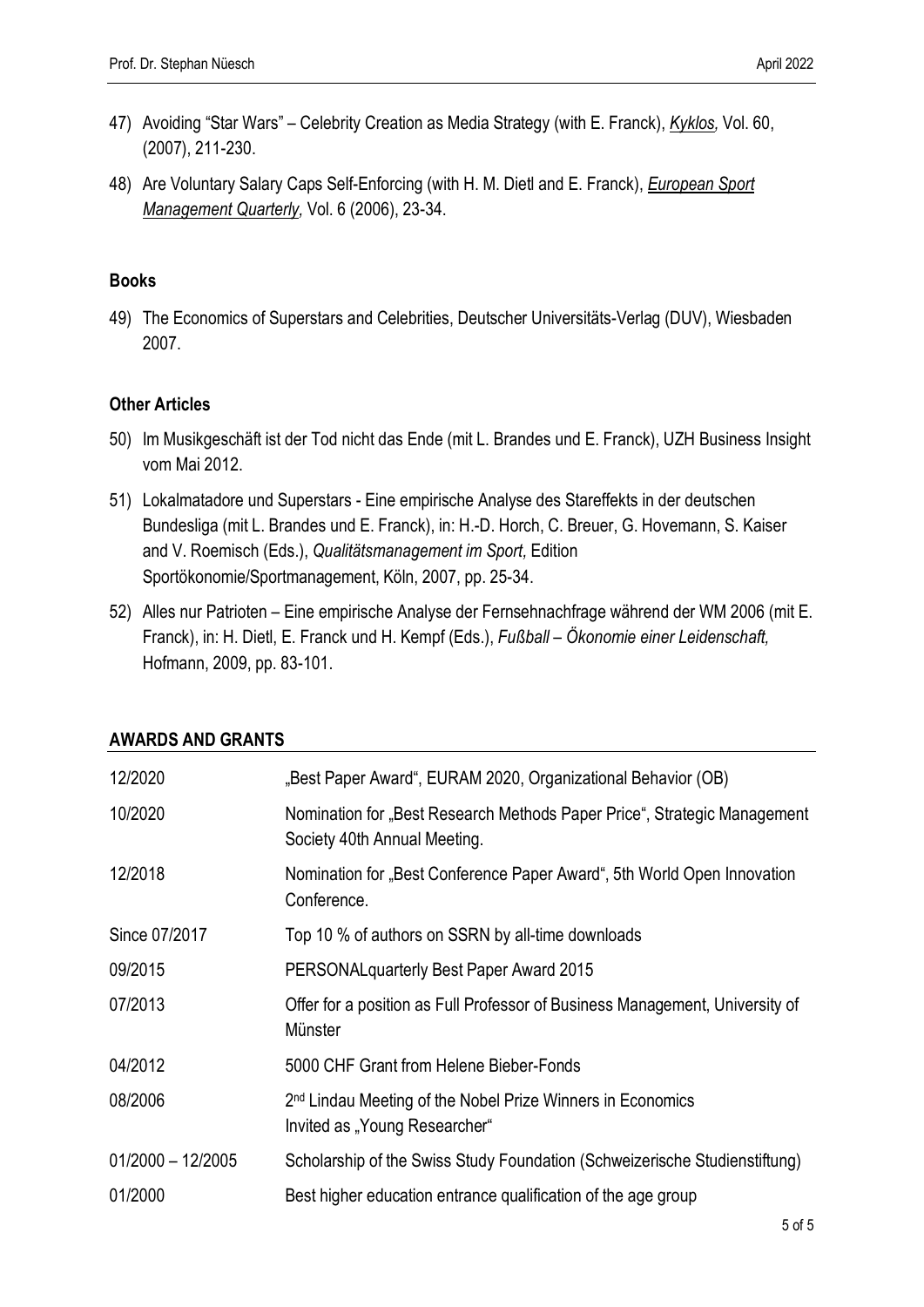47) Avoiding "Star Wars" – Celebrity Creation as Media Strategy (with E. Franck), *Kyklos,* Vol. 60, (2007), 211-230.

48) Are Voluntary Salary Caps Self-Enforcing (with H. M. Dietl and E. Franck), *European Sport Management Quarterly*, Vol. 6 (2006), 23-34.

### Books

49) The Economics of Superstars and Celebrities, Deutscher Universitäts-Verlag (DUV), Wiesbaden 2007.

### Other Articles

50) Im Musikgeschäft ist der Tod nicht das Ende (mit L. Brandes und E. Franck), UZH Business Insight vom Mai 2012.

51) Lokalmatadore und Superstars - Eine empirische Analyse des Stareffekts in der deutschen Bundesliga (mit L. Brandes und E. Franck), in: H.-D. Horch, C. Breuer, G. Hovemann, S. Kaiser and V. Roemisch (Eds.), *Qualitätsmanagement im Sport,* Edition Sportökonomie/Sportmanagement, Köln, 2007, pp. 25-34.

52) Alles nur Patrioten – Eine empirische Analyse der Fernsehnachfrage während der WM 2006 (mit E. Franck), in: H. Dietl, E. Franck und H. Kempf (Eds.), *Fußball – Ökonomie einer Leidenschaft,* Hofmann, 2009, pp. 83-101.

## AWARDS AND GRANTS

| | |
|---|---|
| 12/2020 | „Best Paper Award", EURAM 2020, Organizational Behavior (OB) |
| 10/2020 | Nomination for „Best Research Methods Paper Price", Strategic Management Society 40th Annual Meeting. |
| 12/2018 | Nomination for „Best Conference Paper Award", 5th World Open Innovation Conference. |
| Since 07/2017 | Top 10 % of authors on SSRN by all-time downloads |
| 09/2015 | PERSONALquarterly Best Paper Award 2015 |
| 07/2013 | Offer for a position as Full Professor of Business Management, University of Münster |
| 04/2012 | 5000 CHF Grant from Helene Bieber-Fonds |
| 08/2006 | 2nd Lindau Meeting of the Nobel Prize Winners in Economics Invited as „Young Researcher" |
| 01/2000 – 12/2005 | Scholarship of the Swiss Study Foundation (Schweizerische Studienstiftung) |
| 01/2000 | Best higher education entrance qualification of the age group |